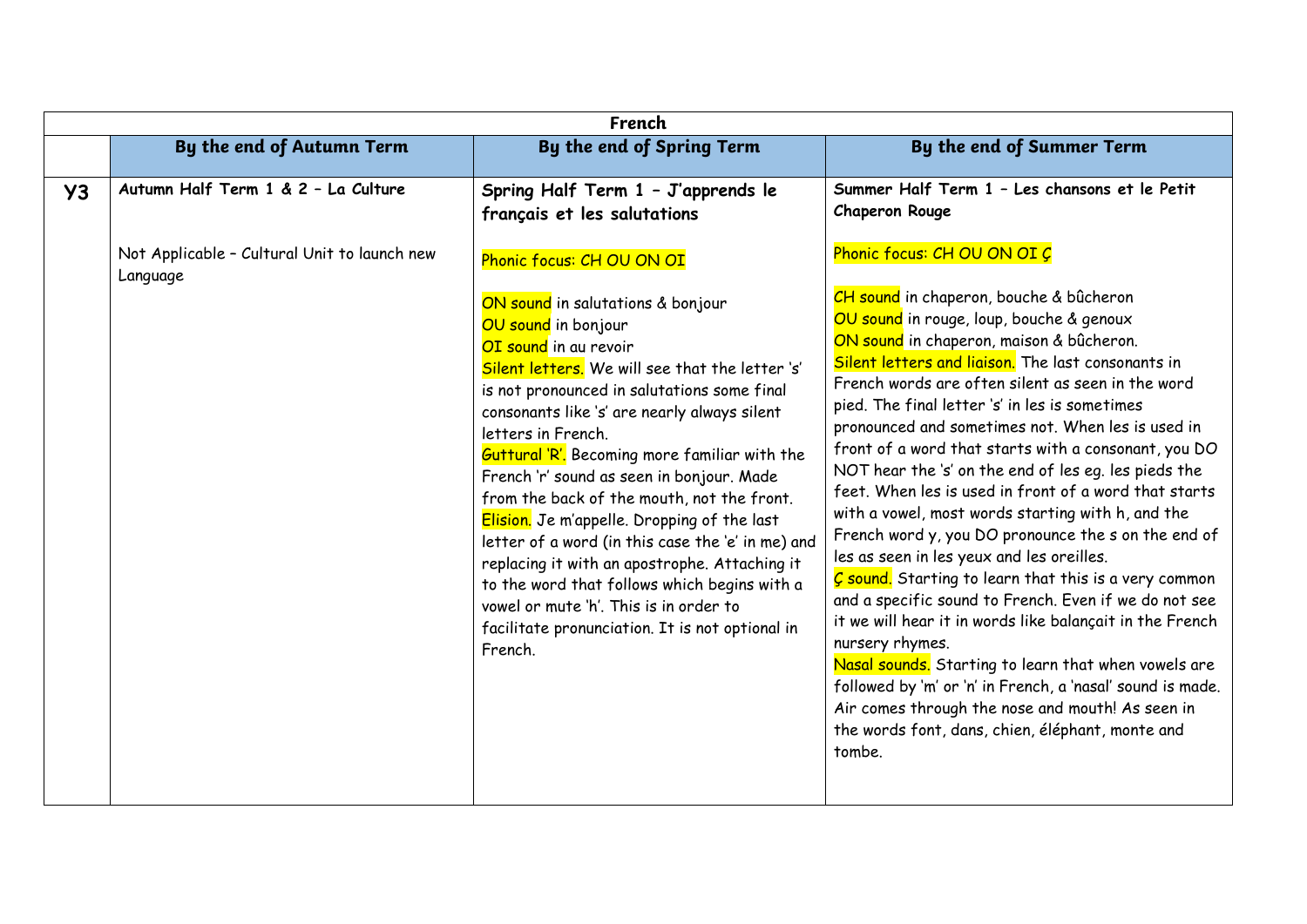| French | | | |
|---|---|---|---|
| | **By the end of Autumn Term** | **By the end of Spring Term** | **By the end of Summer Term** |
| **Y3** | **Autumn Half Term 1 & 2 – La Culture**<br><br>Not Applicable – Cultural Unit to launch new Language | **Spring Half Term 1 – J'apprends le français et les salutations**<br><br>Phonic focus: CH OU ON OI<br><br>ON sound in salutations & bonjour<br>OU sound in bonjour<br>OI sound in au revoir<br>Silent letters. We will see that the letter 's' is not pronounced in salutations some final consonants like 's' are nearly always silent letters in French.<br>Guttural 'R'. Becoming more familiar with the French 'r' sound as seen in bonjour. Made from the back of the mouth, not the front.<br>Elision. Je m'appelle. Dropping of the last letter of a word (in this case the 'e' in me) and replacing it with an apostrophe. Attaching it to the word that follows which begins with a vowel or mute 'h'. This is in order to facilitate pronunciation. It is not optional in French. | **Summer Half Term 1 – Les chansons et le Petit Chaperon Rouge**<br><br>Phonic focus: CH OU ON OI Ç<br><br>CH sound in chaperon, bouche & bûcheron<br>OU sound in rouge, loup, bouche & genoux<br>ON sound in chaperon, maison & bûcheron.<br>Silent letters and liaison. The last consonants in French words are often silent as seen in the word pied. The final letter 's' in les is sometimes pronounced and sometimes not. When les is used in front of a word that starts with a consonant, you DO NOT hear the 's' on the end of les eg. les pieds the feet. When les is used in front of a word that starts with a vowel, most words starting with h, and the French word y, you DO pronounce the s on the end of les as seen in les yeux and les oreilles.<br>Ç sound. Starting to learn that this is a very common and a specific sound to French. Even if we do not see it we will hear it in words like balançait in the French nursery rhymes.<br>Nasal sounds. Starting to learn that when vowels are followed by 'm' or 'n' in French, a 'nasal' sound is made. Air comes through the nose and mouth! As seen in the words font, dans, chien, éléphant, monte and tombe. |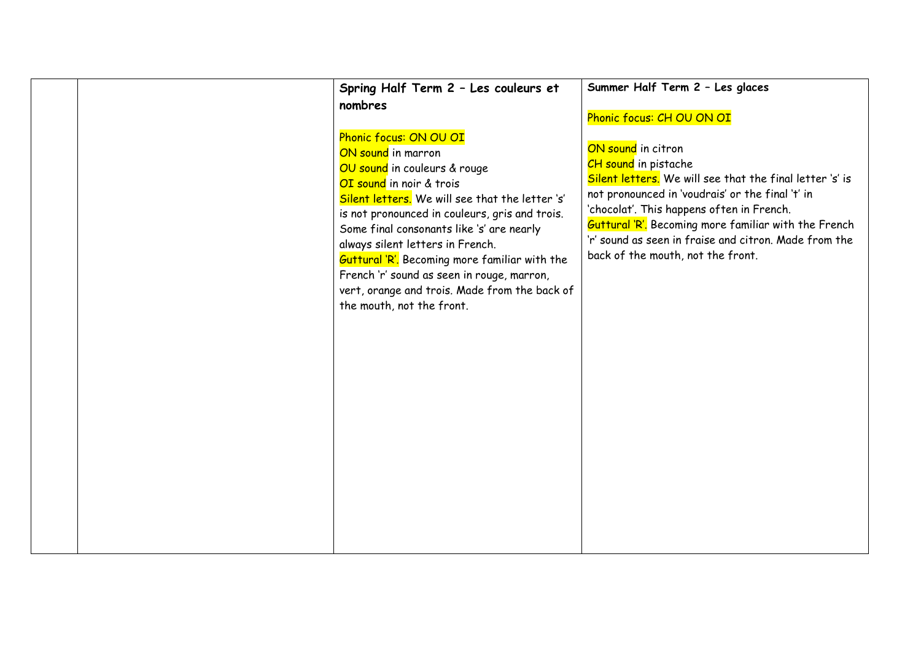|  |  | **Spring Half Term 2 – Les couleurs et nombres**<br><br>Phonic focus: ON OU OI<br>ON sound in marron<br>OU sound in couleurs & rouge<br>OI sound in noir & trois<br>Silent letters. We will see that the letter 's' is not pronounced in couleurs, gris and trois. Some final consonants like 's' are nearly always silent letters in French.<br>Guttural 'R'. Becoming more familiar with the French 'r' sound as seen in rouge, marron, vert, orange and trois. Made from the back of the mouth, not the front. | **Summer Half Term 2 – Les glaces**<br><br>Phonic focus: CH OU ON OI<br><br>ON sound in citron<br>CH sound in pistache<br>Silent letters. We will see that the final letter 's' is not pronounced in 'voudrais' or the final 't' in 'chocolat'. This happens often in French.<br>Guttural 'R'. Becoming more familiar with the French 'r' sound as seen in fraise and citron. Made from the back of the mouth, not the front. |
|---|---|---|---|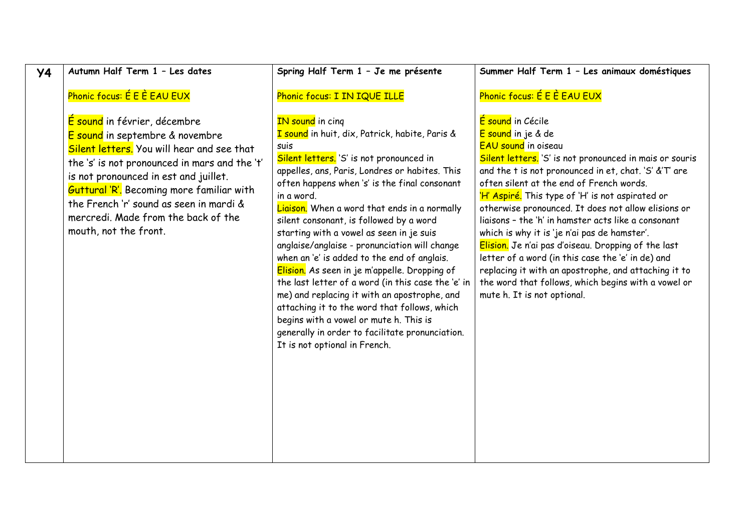| Y4 | **Autumn Half Term 1 – Les dates** | **Spring Half Term 1 – Je me présente** | **Summer Half Term 1 – Les animaux doméstiques** |
|---|---|---|---|
| | Phonic focus: É E È EAU EUX<br><br>É sound in février, décembre<br>E sound in septembre & novembre<br>Silent letters. You will hear and see that the 's' is not pronounced in mars and the 't' is not pronounced in est and juillet.<br>Guttural 'R'. Becoming more familiar with the French 'r' sound as seen in mardi & mercredi. Made from the back of the mouth, not the front. | Phonic focus: I IN IQUE ILLE<br><br>IN sound in cinq<br>I sound in huit, dix, Patrick, habite, Paris & suis<br>Silent letters. 'S' is not pronounced in appelles, ans, Paris, Londres or habites. This often happens when 's' is the final consonant in a word.<br>Liaison. When a word that ends in a normally silent consonant, is followed by a word starting with a vowel as seen in je suis anglaise/anglaise - pronunciation will change when an 'e' is added to the end of anglais.<br>Elision. As seen in je m'appelle. Dropping of the last letter of a word (in this case the 'e' in me) and replacing it with an apostrophe, and attaching it to the word that follows, which begins with a vowel or mute h. This is generally in order to facilitate pronunciation. It is not optional in French. | Phonic focus: É E È EAU EUX<br><br>É sound in Cécile<br>E sound in je & de<br>EAU sound in oiseau<br>Silent letters. 'S' is not pronounced in mais or souris and the t is not pronounced in et, chat. 'S' &'T' are often silent at the end of French words.<br>'H' Aspiré. This type of 'H' is not aspirated or otherwise pronounced. It does not allow elisions or liaisons – the 'h' in hamster acts like a consonant which is why it is 'je n'ai pas de hamster'.<br>Elision. Je n'ai pas d'oiseau. Dropping of the last letter of a word (in this case the 'e' in de) and replacing it with an apostrophe, and attaching it to the word that follows, which begins with a vowel or mute h. It is not optional. |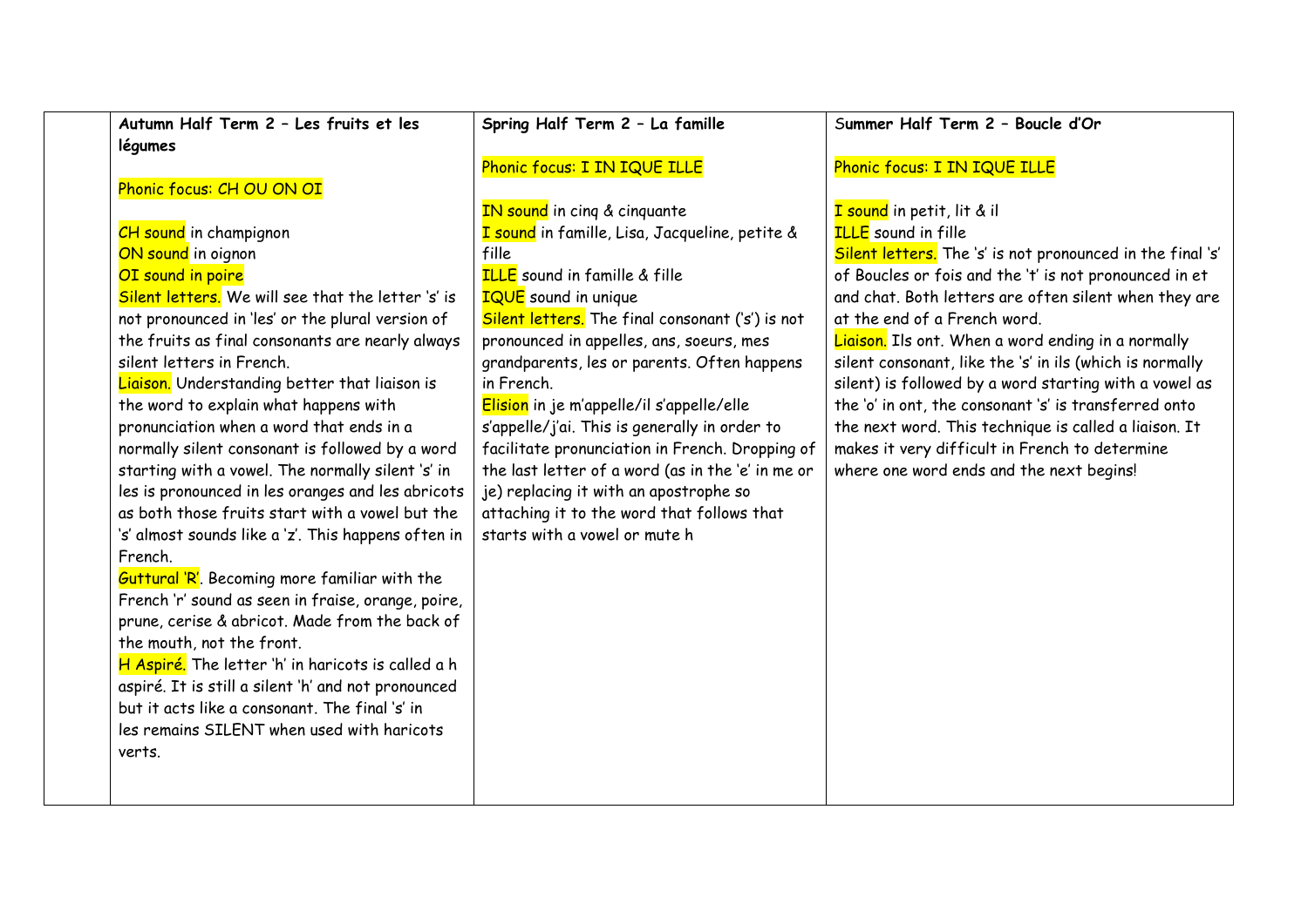| | Autumn Half Term 2 – Les fruits et les légumes | Spring Half Term 2 – La famille | Summer Half Term 2 – Boucle d'Or |
|---|---|---|---|
| | Phonic focus: CH OU ON OI<br><br>CH sound in champignon<br>ON sound in oignon<br>OI sound in poire<br>Silent letters. We will see that the letter 's' is not pronounced in 'les' or the plural version of the fruits as final consonants are nearly always silent letters in French.<br>Liaison. Understanding better that liaison is the word to explain what happens with pronunciation when a word that ends in a normally silent consonant is followed by a word starting with a vowel. The normally silent 's' in les is pronounced in les oranges and les abricots as both those fruits start with a vowel but the 's' almost sounds like a 'z'. This happens often in French.<br>Guttural 'R'. Becoming more familiar with the French 'r' sound as seen in fraise, orange, poire, prune, cerise & abricot. Made from the back of the mouth, not the front.<br>H Aspiré. The letter 'h' in haricots is called a h aspiré. It is still a silent 'h' and not pronounced but it acts like a consonant. The final 's' in les remains SILENT when used with haricots verts. | Phonic focus: I IN IQUE ILLE<br><br>IN sound in cinq & cinquante<br>I sound in famille, Lisa, Jacqueline, petite & fille<br>ILLE sound in famille & fille<br>IQUE sound in unique<br>Silent letters. The final consonant ('s') is not pronounced in appelles, ans, soeurs, mes grandparents, les or parents. Often happens in French.<br>Elision in je m'appelle/il s'appelle/elle s'appelle/j'ai. This is generally in order to facilitate pronunciation in French. Dropping of the last letter of a word (as in the 'e' in me or je) replacing it with an apostrophe so attaching it to the word that follows that starts with a vowel or mute h | Phonic focus: I IN IQUE ILLE<br><br>I sound in petit, lit & il<br>ILLE sound in fille<br>Silent letters. The 's' is not pronounced in the final 's' of Boucles or fois and the 't' is not pronounced in et and chat. Both letters are often silent when they are at the end of a French word.<br>Liaison. Ils ont. When a word ending in a normally silent consonant, like the 's' in ils (which is normally silent) is followed by a word starting with a vowel as the 'o' in ont, the consonant 's' is transferred onto the next word. This technique is called a liaison. It makes it very difficult in French to determine where one word ends and the next begins! |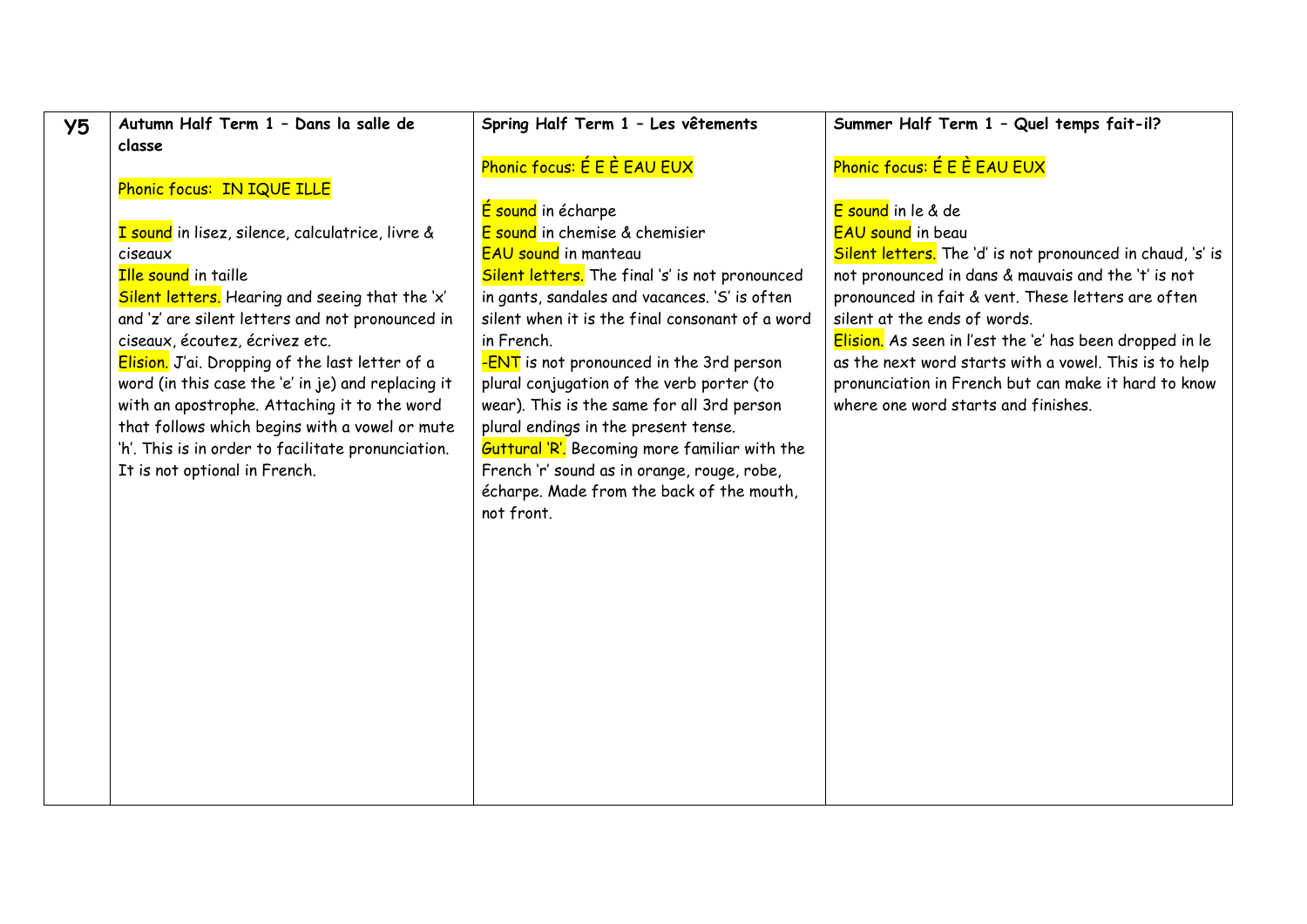| Y5 | Autumn Half Term 1 – Dans la salle de classe | Spring Half Term 1 – Les vêtements | Summer Half Term 1 – Quel temps fait-il? |
|---|---|---|---|
| | Phonic focus: IN IQUE ILLE<br><br>I sound in lisez, silence, calculatrice, livre & ciseaux<br>Ille sound in taille<br>Silent letters. Hearing and seeing that the 'x' and 'z' are silent letters and not pronounced in ciseaux, écoutez, écrivez etc.<br>Elision. J'ai. Dropping of the last letter of a word (in this case the 'e' in je) and replacing it with an apostrophe. Attaching it to the word that follows which begins with a vowel or mute 'h'. This is in order to facilitate pronunciation. It is not optional in French. | Phonic focus: É E È EAU EUX<br><br>É sound in écharpe<br>E sound in chemise & chemisier<br>EAU sound in manteau<br>Silent letters. The final 's' is not pronounced in gants, sandales and vacances. 'S' is often silent when it is the final consonant of a word in French.<br>-ENT is not pronounced in the 3rd person plural conjugation of the verb porter (to wear). This is the same for all 3rd person plural endings in the present tense.<br>Guttural 'R'. Becoming more familiar with the French 'r' sound as in orange, rouge, robe, écharpe. Made from the back of the mouth, not front. | Phonic focus: É E È EAU EUX<br><br>E sound in le & de<br>EAU sound in beau<br>Silent letters. The 'd' is not pronounced in chaud, 's' is not pronounced in dans & mauvais and the 't' is not pronounced in fait & vent. These letters are often silent at the ends of words.<br>Elision. As seen in l'est the 'e' has been dropped in le as the next word starts with a vowel. This is to help pronunciation in French but can make it hard to know where one word starts and finishes. |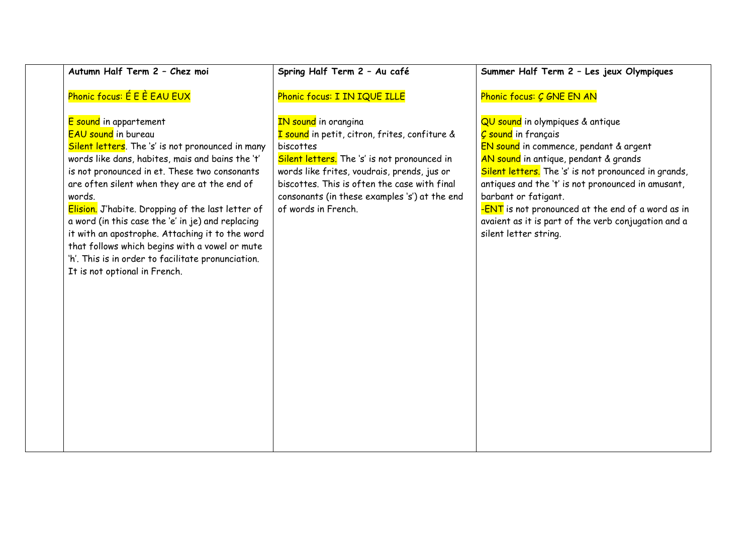| | Autumn Half Term 2 – Chez moi | Spring Half Term 2 – Au café | Summer Half Term 2 – Les jeux Olympiques |
|---|---|---|---|
| | Phonic focus: É E È EAU EUX<br><br>E sound in appartement<br>EAU sound in bureau<br>Silent letters. The 's' is not pronounced in many words like dans, habites, mais and bains the 't' is not pronounced in et. These two consonants are often silent when they are at the end of words.<br>Elision. J'habite. Dropping of the last letter of a word (in this case the 'e' in je) and replacing it with an apostrophe. Attaching it to the word that follows which begins with a vowel or mute 'h'. This is in order to facilitate pronunciation. It is not optional in French. | Phonic focus: I IN IQUE ILLE<br><br>IN sound in orangina<br>I sound in petit, citron, frites, confiture & biscottes<br>Silent letters. The 's' is not pronounced in words like frites, voudrais, prends, jus or biscottes. This is often the case with final consonants (in these examples 's') at the end of words in French. | Phonic focus: Ç GNE EN AN<br><br>QU sound in olympiques & antique<br>Ç sound in français<br>EN sound in commence, pendant & argent<br>AN sound in antique, pendant & grands<br>Silent letters. The 's' is not pronounced in grands, antiques and the 't' is not pronounced in amusant, barbant or fatigant.<br>-ENT is not pronounced at the end of a word as in avaient as it is part of the verb conjugation and a silent letter string. |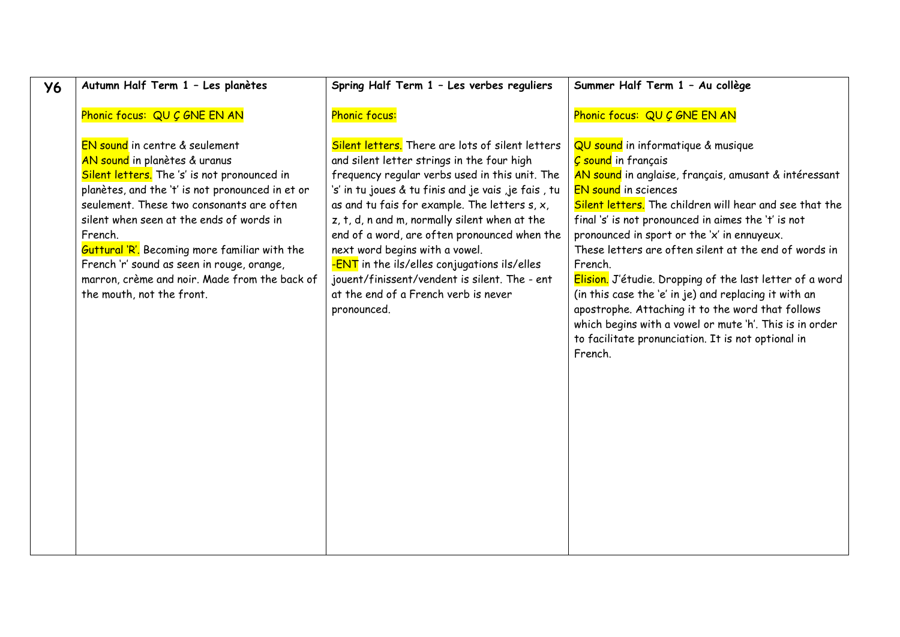| Y6 | Autumn Half Term 1 – Les planètes | Spring Half Term 1 – Les verbes reguliers | Summer Half Term 1 – Au collège |
|---|---|---|---|
| | Phonic focus: QU Ç GNE EN AN<br><br>EN sound in centre & seulement<br>AN sound in planètes & uranus<br>Silent letters. The 's' is not pronounced in planètes, and the 't' is not pronounced in et or seulement. These two consonants are often silent when seen at the ends of words in French.<br>Guttural 'R'. Becoming more familiar with the French 'r' sound as seen in rouge, orange, marron, crème and noir. Made from the back of the mouth, not the front. | Phonic focus:<br><br>Silent letters. There are lots of silent letters and silent letter strings in the four high frequency regular verbs used in this unit. The 's' in tu joues & tu finis and je vais ,je fais , tu as and tu fais for example. The letters s, x, z, t, d, n and m, normally silent when at the end of a word, are often pronounced when the next word begins with a vowel.<br>-ENT in the ils/elles conjugations ils/elles jouent/finissent/vendent is silent. The - ent at the end of a French verb is never pronounced. | Phonic focus: QU Ç GNE EN AN<br><br>QU sound in informatique & musique<br>Ç sound in français<br>AN sound in anglaise, français, amusant & intéressant<br>EN sound in sciences<br>Silent letters. The children will hear and see that the final 's' is not pronounced in aimes the 't' is not pronounced in sport or the 'x' in ennuyeux.<br>These letters are often silent at the end of words in French.<br>Elision. J'étudie. Dropping of the last letter of a word (in this case the 'e' in je) and replacing it with an apostrophe. Attaching it to the word that follows which begins with a vowel or mute 'h'. This is in order to facilitate pronunciation. It is not optional in French. |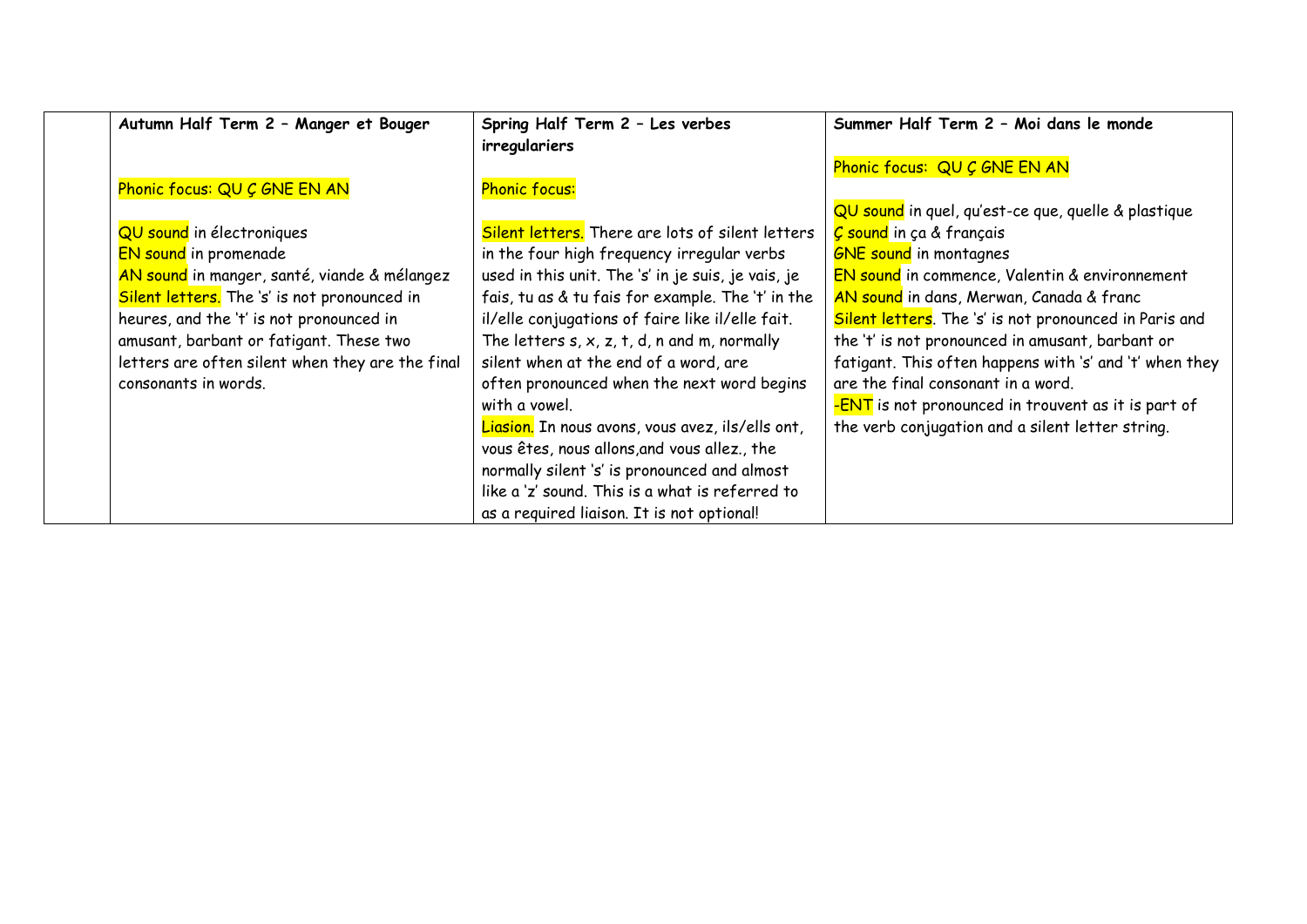| | | | |
|---|---|---|---|
| | **Autumn Half Term 2 – Manger et Bouger**<br><br>Phonic focus: QU Ç GNE EN AN<br><br>QU sound in électroniques<br>EN sound in promenade<br>AN sound in manger, santé, viande & mélangez<br>Silent letters. The 's' is not pronounced in heures, and the 't' is not pronounced in amusant, barbant or fatigant. These two letters are often silent when they are the final consonants in words. | **Spring Half Term 2 – Les verbes irregulariers**<br><br>Phonic focus:<br><br>Silent letters. There are lots of silent letters in the four high frequency irregular verbs used in this unit. The 's' in je suis, je vais, je fais, tu as & tu fais for example. The 't' in the il/elle conjugations of faire like il/elle fait. The letters s, x, z, t, d, n and m, normally silent when at the end of a word, are often pronounced when the next word begins with a vowel.<br>Liaison. In nous avons, vous avez, ils/ells ont, vous êtes, nous allons,and vous allez., the normally silent 's' is pronounced and almost like a 'z' sound. This is a what is referred to as a required liaison. It is not optional! | **Summer Half Term 2 – Moi dans le monde**<br><br>Phonic focus: QU Ç GNE EN AN<br><br>QU sound in quel, qu'est-ce que, quelle & plastique<br>Ç sound in ça & français<br>GNE sound in montagnes<br>EN sound in commence, Valentin & environnement<br>AN sound in dans, Merwan, Canada & franc<br>Silent letters. The 's' is not pronounced in Paris and the 't' is not pronounced in amusant, barbant or fatigant. This often happens with 's' and 't' when they are the final consonant in a word.<br>-ENT is not pronounced in trouvent as it is part of the verb conjugation and a silent letter string. |